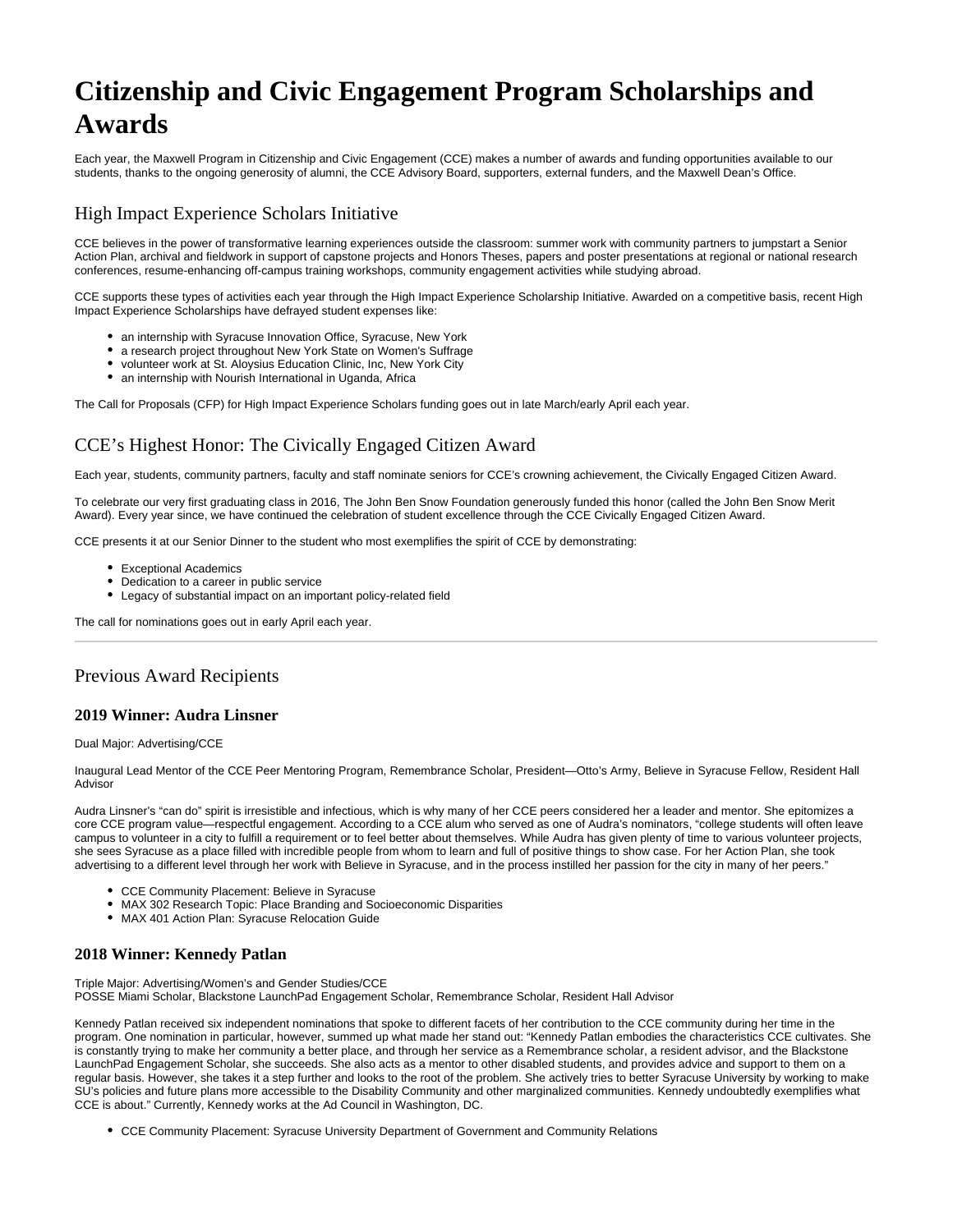# Citizenship and Civic Engagement Program Scholarships and Awards

Each year, the Maxwell Program in Citizenship and Civic Engagement (CCE) makes a number of awards and funding opportunities available to our students, thanks to the ongoing generosity of alumni, the CCE Advisory Board, supporters, external funders, and the Maxwell Dean's Office.

## High Impact Experience Scholars Initiative

CCE believes in the power of transformative learning experiences outside the classroom: summer work with community partners to jumpstart a Senior Action Plan, archival and fieldwork in support of capstone projects and Honors Theses, papers and poster presentations at regional or national research conferences, resume-enhancing off-campus training workshops, community engagement activities while studying abroad.

CCE supports these types of activities each year through the High Impact Experience Scholarship Initiative. Awarded on a competitive basis, recent High Impact Experience Scholarships have defrayed student expenses like:

- an internship with Syracuse Innovation Office, Syracuse, New York
- a research project throughout New York State on Women's Suffrage
- volunteer work at St. Aloysius Education Clinic, Inc, New York City
- an internship with Nourish International in Uganda, Africa

The Call for Proposals (CFP) for High Impact Experience Scholars funding goes out in late March/early April each year.

## CCE's Highest Honor: The Civically Engaged Citizen Award

Each year, students, community partners, faculty and staff nominate seniors for CCE's crowning achievement, the Civically Engaged Citizen Award.

To celebrate our very first graduating class in 2016, The John Ben Snow Foundation generously funded this honor (called the John Ben Snow Merit Award). Every year since, we have continued the celebration of student excellence through the CCE Civically Engaged Citizen Award.

CCE presents it at our Senior Dinner to the student who most exemplifies the spirit of CCE by demonstrating:

- Exceptional Academics
- Dedication to a career in public service
- Legacy of substantial impact on an important policy-related field

The call for nominations goes out in early April each year.

---

## Previous Award Recipients

### 2019 Winner: Audra Linsner

Dual Major: Advertising/CCE

Inaugural Lead Mentor of the CCE Peer Mentoring Program, Remembrance Scholar, President—Otto's Army, Believe in Syracuse Fellow, Resident Hall Advisor

Audra Linsner's "can do" spirit is irresistible and infectious, which is why many of her CCE peers considered her a leader and mentor. She epitomizes a core CCE program value—respectful engagement. According to a CCE alum who served as one of Audra's nominators, "college students will often leave campus to volunteer in a city to fulfill a requirement or to feel better about themselves. While Audra has given plenty of time to various volunteer projects, she sees Syracuse as a place filled with incredible people from whom to learn and full of positive things to show case. For her Action Plan, she took advertising to a different level through her work with Believe in Syracuse, and in the process instilled her passion for the city in many of her peers."

- CCE Community Placement: Believe in Syracuse
- MAX 302 Research Topic: Place Branding and Socioeconomic Disparities
- MAX 401 Action Plan: Syracuse Relocation Guide

### 2018 Winner: Kennedy Patlan

Triple Major: Advertising/Women's and Gender Studies/CCE
POSSE Miami Scholar, Blackstone LaunchPad Engagement Scholar, Remembrance Scholar, Resident Hall Advisor

Kennedy Patlan received six independent nominations that spoke to different facets of her contribution to the CCE community during her time in the program. One nomination in particular, however, summed up what made her stand out: "Kennedy Patlan embodies the characteristics CCE cultivates. She is constantly trying to make her community a better place, and through her service as a Remembrance scholar, a resident advisor, and the Blackstone LaunchPad Engagement Scholar, she succeeds. She also acts as a mentor to other disabled students, and provides advice and support to them on a regular basis. However, she takes it a step further and looks to the root of the problem. She actively tries to better Syracuse University by working to make SU's policies and future plans more accessible to the Disability Community and other marginalized communities. Kennedy undoubtedly exemplifies what CCE is about." Currently, Kennedy works at the Ad Council in Washington, DC.

- CCE Community Placement: Syracuse University Department of Government and Community Relations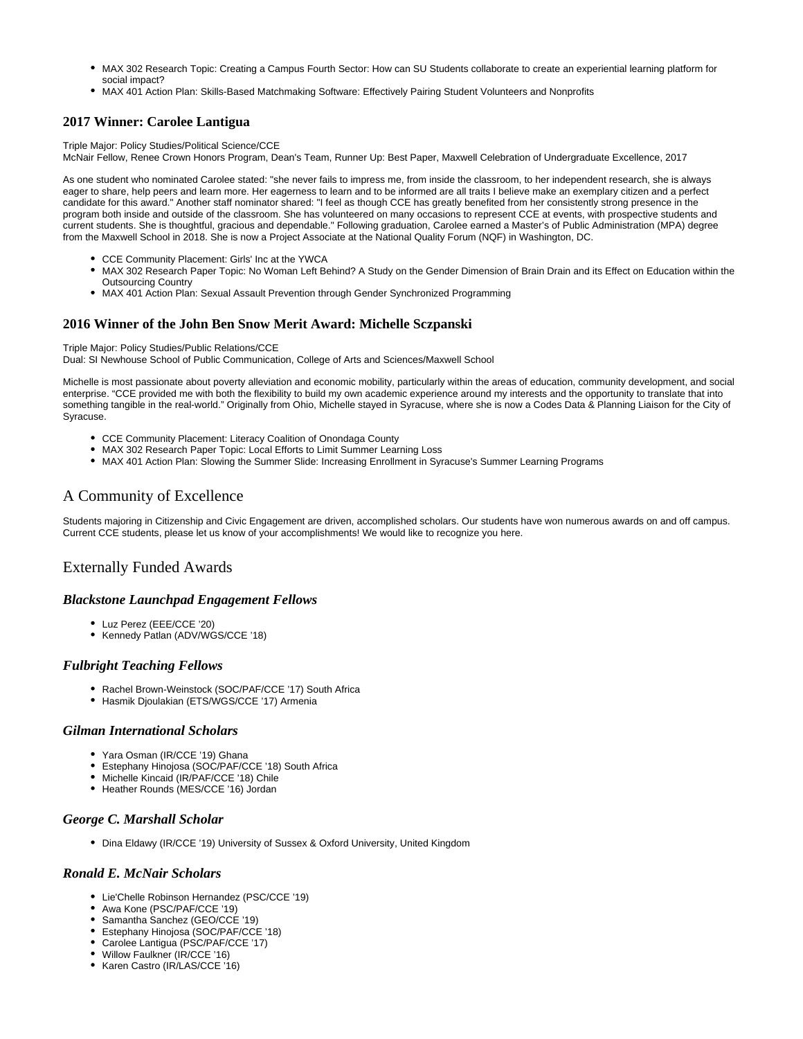- MAX 302 Research Topic: Creating a Campus Fourth Sector: How can SU Students collaborate to create an experiential learning platform for social impact?
- MAX 401 Action Plan: Skills-Based Matchmaking Software: Effectively Pairing Student Volunteers and Nonprofits

### 2017 Winner: Carolee Lantigua

Triple Major: Policy Studies/Political Science/CCE
McNair Fellow, Renee Crown Honors Program, Dean's Team, Runner Up: Best Paper, Maxwell Celebration of Undergraduate Excellence, 2017

As one student who nominated Carolee stated: "she never fails to impress me, from inside the classroom, to her independent research, she is always eager to share, help peers and learn more. Her eagerness to learn and to be informed are all traits I believe make an exemplary citizen and a perfect candidate for this award." Another staff nominator shared: "I feel as though CCE has greatly benefited from her consistently strong presence in the program both inside and outside of the classroom. She has volunteered on many occasions to represent CCE at events, with prospective students and current students. She is thoughtful, gracious and dependable." Following graduation, Carolee earned a Master's of Public Administration (MPA) degree from the Maxwell School in 2018. She is now a Project Associate at the National Quality Forum (NQF) in Washington, DC.

- CCE Community Placement: Girls' Inc at the YWCA
- MAX 302 Research Paper Topic: No Woman Left Behind? A Study on the Gender Dimension of Brain Drain and its Effect on Education within the Outsourcing Country
- MAX 401 Action Plan: Sexual Assault Prevention through Gender Synchronized Programming

### 2016 Winner of the John Ben Snow Merit Award: Michelle Sczpanski

Triple Major: Policy Studies/Public Relations/CCE
Dual: SI Newhouse School of Public Communication, College of Arts and Sciences/Maxwell School

Michelle is most passionate about poverty alleviation and economic mobility, particularly within the areas of education, community development, and social enterprise. "CCE provided me with both the flexibility to build my own academic experience around my interests and the opportunity to translate that into something tangible in the real-world." Originally from Ohio, Michelle stayed in Syracuse, where she is now a Codes Data & Planning Liaison for the City of Syracuse.

- CCE Community Placement: Literacy Coalition of Onondaga County
- MAX 302 Research Paper Topic: Local Efforts to Limit Summer Learning Loss
- MAX 401 Action Plan: Slowing the Summer Slide: Increasing Enrollment in Syracuse's Summer Learning Programs

## A Community of Excellence

Students majoring in Citizenship and Civic Engagement are driven, accomplished scholars. Our students have won numerous awards on and off campus. Current CCE students, please let us know of your accomplishments! We would like to recognize you here.

## Externally Funded Awards

### *Blackstone Launchpad Engagement Fellows*

- Luz Perez (EEE/CCE ’20)
- Kennedy Patlan (ADV/WGS/CCE ’18)

### *Fulbright Teaching Fellows*

- Rachel Brown-Weinstock (SOC/PAF/CCE ’17) South Africa
- Hasmik Djoulakian (ETS/WGS/CCE ’17) Armenia

### *Gilman International Scholars*

- Yara Osman (IR/CCE ’19) Ghana
- Estephany Hinojosa (SOC/PAF/CCE ’18) South Africa
- Michelle Kincaid (IR/PAF/CCE ’18) Chile
- Heather Rounds (MES/CCE ’16) Jordan

### *George C. Marshall Scholar*

- Dina Eldawy (IR/CCE ’19) University of Sussex & Oxford University, United Kingdom

### *Ronald E. McNair Scholars*

- Lie'Chelle Robinson Hernandez (PSC/CCE ’19)
- Awa Kone (PSC/PAF/CCE ’19)
- Samantha Sanchez (GEO/CCE ’19)
- Estephany Hinojosa (SOC/PAF/CCE ’18)
- Carolee Lantigua (PSC/PAF/CCE ’17)
- Willow Faulkner (IR/CCE ’16)
- Karen Castro (IR/LAS/CCE ’16)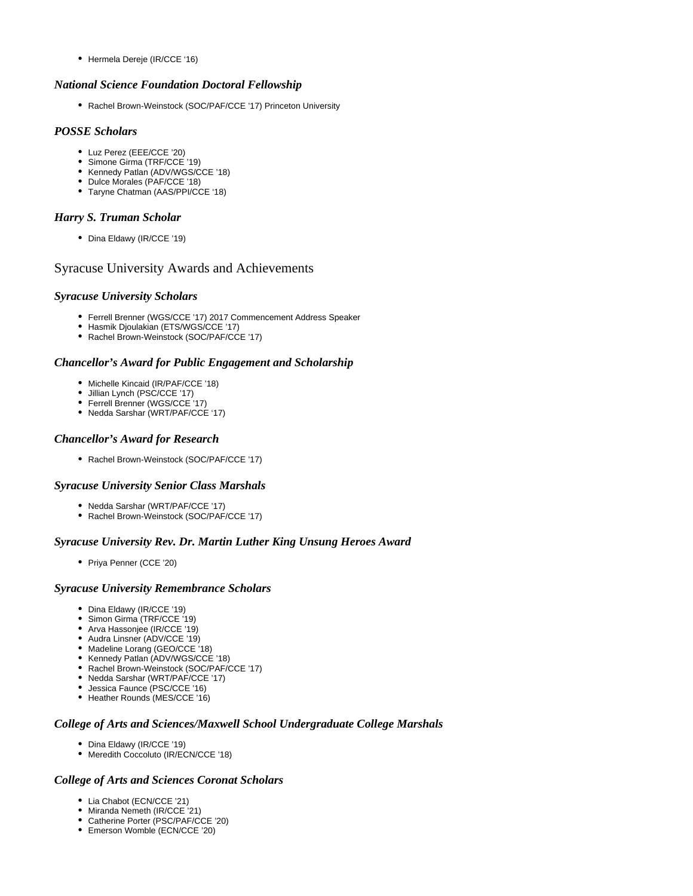- Hermela Dereje (IR/CCE '16)

### *National Science Foundation Doctoral Fellowship*

- Rachel Brown-Weinstock (SOC/PAF/CCE '17) Princeton University

### *POSSE Scholars*

- Luz Perez (EEE/CCE '20)
- Simone Girma (TRF/CCE '19)
- Kennedy Patlan (ADV/WGS/CCE '18)
- Dulce Morales (PAF/CCE '18)
- Taryne Chatman (AAS/PPI/CCE '18)

### *Harry S. Truman Scholar*

- Dina Eldawy (IR/CCE '19)

## Syracuse University Awards and Achievements

### *Syracuse University Scholars*

- Ferrell Brenner (WGS/CCE '17) 2017 Commencement Address Speaker
- Hasmik Djoulakian (ETS/WGS/CCE '17)
- Rachel Brown-Weinstock (SOC/PAF/CCE '17)

### *Chancellor's Award for Public Engagement and Scholarship*

- Michelle Kincaid (IR/PAF/CCE '18)
- Jillian Lynch (PSC/CCE '17)
- Ferrell Brenner (WGS/CCE '17)
- Nedda Sarshar (WRT/PAF/CCE '17)

### *Chancellor's Award for Research*

- Rachel Brown-Weinstock (SOC/PAF/CCE '17)

### *Syracuse University Senior Class Marshals*

- Nedda Sarshar (WRT/PAF/CCE '17)
- Rachel Brown-Weinstock (SOC/PAF/CCE '17)

### *Syracuse University Rev. Dr. Martin Luther King Unsung Heroes Award*

- Priya Penner (CCE '20)

### *Syracuse University Remembrance Scholars*

- Dina Eldawy (IR/CCE '19)
- Simon Girma (TRF/CCE '19)
- Arva Hassonjee (IR/CCE '19)
- Audra Linsner (ADV/CCE '19)
- Madeline Lorang (GEO/CCE '18)
- Kennedy Patlan (ADV/WGS/CCE '18)
- Rachel Brown-Weinstock (SOC/PAF/CCE '17)
- Nedda Sarshar (WRT/PAF/CCE '17)
- Jessica Faunce (PSC/CCE '16)
- Heather Rounds (MES/CCE '16)

### *College of Arts and Sciences/Maxwell School Undergraduate College Marshals*

- Dina Eldawy (IR/CCE '19)
- Meredith Coccoluto (IR/ECN/CCE '18)

### *College of Arts and Sciences Coronat Scholars*

- Lia Chabot (ECN/CCE '21)
- Miranda Nemeth (IR/CCE '21)
- Catherine Porter (PSC/PAF/CCE '20)
- Emerson Womble (ECN/CCE '20)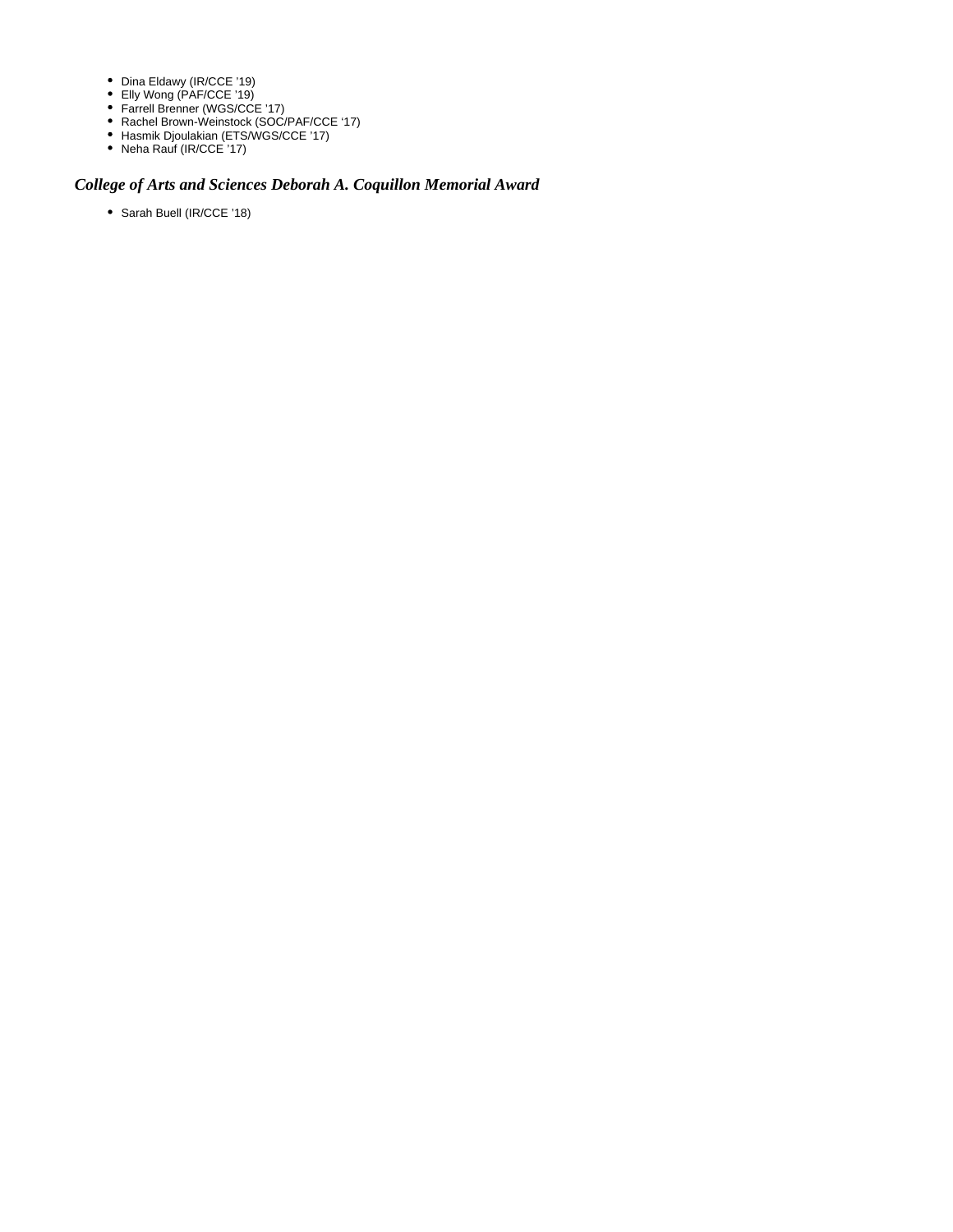- Dina Eldawy (IR/CCE '19)
- Elly Wong (PAF/CCE '19)
- Farrell Brenner (WGS/CCE '17)
- Rachel Brown-Weinstock (SOC/PAF/CCE '17)
- Hasmik Djoulakian (ETS/WGS/CCE '17)
- Neha Rauf (IR/CCE '17)

### *College of Arts and Sciences Deborah A. Coquillon Memorial Award*

- Sarah Buell (IR/CCE '18)